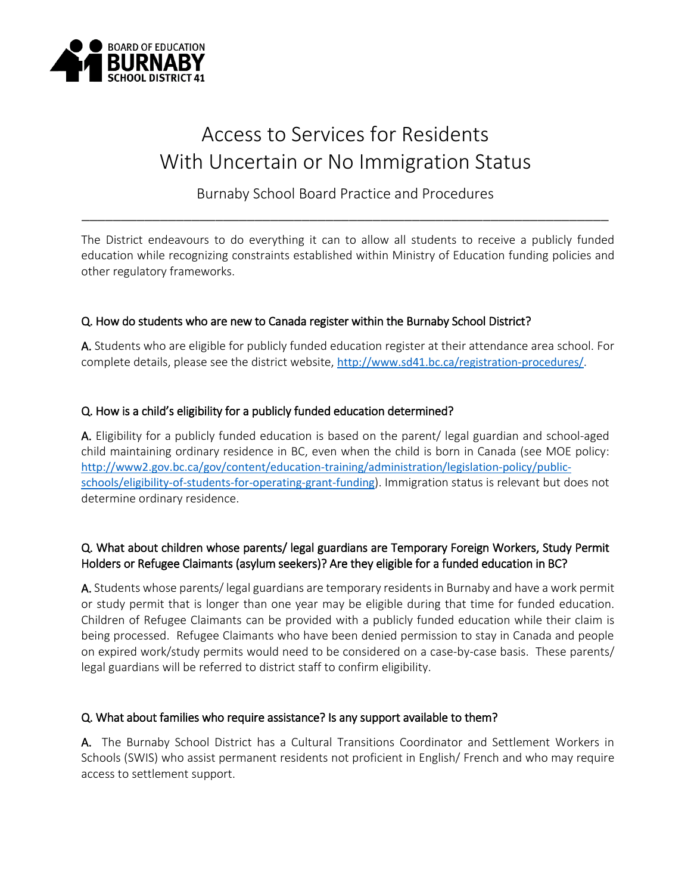BOARD OF EDUCATION
BURNABY
SCHOOL DISTRICT 41

# Access to Services for Residents With Uncertain or No Immigration Status

## Burnaby School Board Practice and Procedures

---

The District endeavours to do everything it can to allow all students to receive a publicly funded education while recognizing constraints established within Ministry of Education funding policies and other regulatory frameworks.

### Q. How do students who are new to Canada register within the Burnaby School District?

**A.** Students who are eligible for publicly funded education register at their attendance area school. For complete details, please see the district website, [http://www.sd41.bc.ca/registration-procedures/](http://www.sd41.bc.ca/registration-procedures/).

### Q. How is a child's eligibility for a publicly funded education determined?

**A.** Eligibility for a publicly funded education is based on the parent/ legal guardian and school-aged child maintaining ordinary residence in BC, even when the child is born in Canada (see MOE policy: [http://www2.gov.bc.ca/gov/content/education-training/administration/legislation-policy/public-schools/eligibility-of-students-for-operating-grant-funding](http://www2.gov.bc.ca/gov/content/education-training/administration/legislation-policy/public-schools/eligibility-of-students-for-operating-grant-funding)). Immigration status is relevant but does not determine ordinary residence.

### Q. What about children whose parents/ legal guardians are Temporary Foreign Workers, Study Permit Holders or Refugee Claimants (asylum seekers)? Are they eligible for a funded education in BC?

**A.** Students whose parents/ legal guardians are temporary residents in Burnaby and have a work permit or study permit that is longer than one year may be eligible during that time for funded education. Children of Refugee Claimants can be provided with a publicly funded education while their claim is being processed. Refugee Claimants who have been denied permission to stay in Canada and people on expired work/study permits would need to be considered on a case-by-case basis. These parents/ legal guardians will be referred to district staff to confirm eligibility.

### Q. What about families who require assistance? Is any support available to them?

**A.** The Burnaby School District has a Cultural Transitions Coordinator and Settlement Workers in Schools (SWIS) who assist permanent residents not proficient in English/ French and who may require access to settlement support.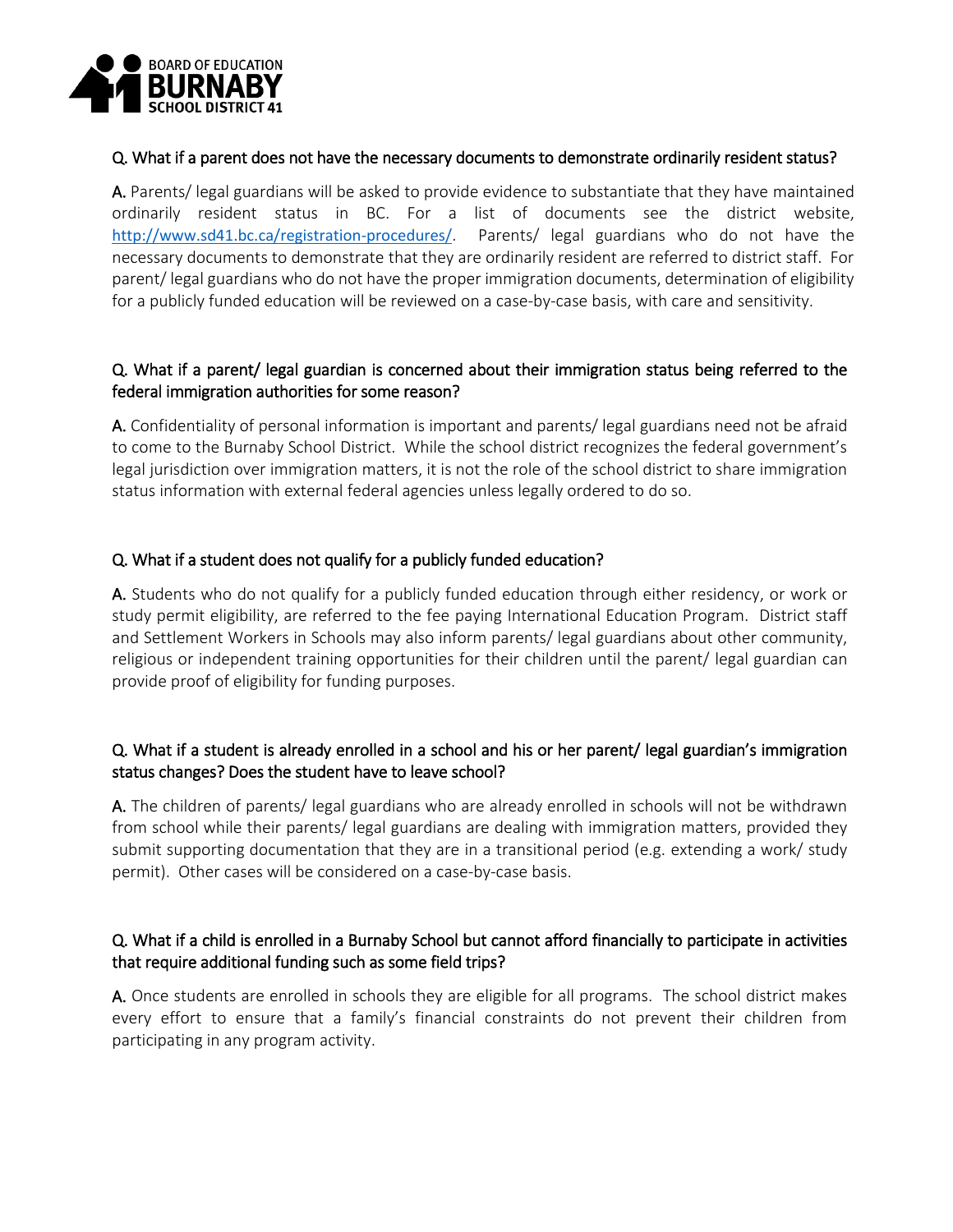**Q. What if a parent does not have the necessary documents to demonstrate ordinarily resident status?**

**A.** Parents/ legal guardians will be asked to provide evidence to substantiate that they have maintained ordinarily resident status in BC. For a list of documents see the district website, http://www.sd41.bc.ca/registration-procedures/. Parents/ legal guardians who do not have the necessary documents to demonstrate that they are ordinarily resident are referred to district staff. For parent/ legal guardians who do not have the proper immigration documents, determination of eligibility for a publicly funded education will be reviewed on a case-by-case basis, with care and sensitivity.

**Q. What if a parent/ legal guardian is concerned about their immigration status being referred to the federal immigration authorities for some reason?**

**A.** Confidentiality of personal information is important and parents/ legal guardians need not be afraid to come to the Burnaby School District. While the school district recognizes the federal government's legal jurisdiction over immigration matters, it is not the role of the school district to share immigration status information with external federal agencies unless legally ordered to do so.

**Q. What if a student does not qualify for a publicly funded education?**

**A.** Students who do not qualify for a publicly funded education through either residency, or work or study permit eligibility, are referred to the fee paying International Education Program. District staff and Settlement Workers in Schools may also inform parents/ legal guardians about other community, religious or independent training opportunities for their children until the parent/ legal guardian can provide proof of eligibility for funding purposes.

**Q. What if a student is already enrolled in a school and his or her parent/ legal guardian's immigration status changes? Does the student have to leave school?**

**A.** The children of parents/ legal guardians who are already enrolled in schools will not be withdrawn from school while their parents/ legal guardians are dealing with immigration matters, provided they submit supporting documentation that they are in a transitional period (e.g. extending a work/ study permit). Other cases will be considered on a case-by-case basis.

**Q. What if a child is enrolled in a Burnaby School but cannot afford financially to participate in activities that require additional funding such as some field trips?**

**A.** Once students are enrolled in schools they are eligible for all programs. The school district makes every effort to ensure that a family's financial constraints do not prevent their children from participating in any program activity.